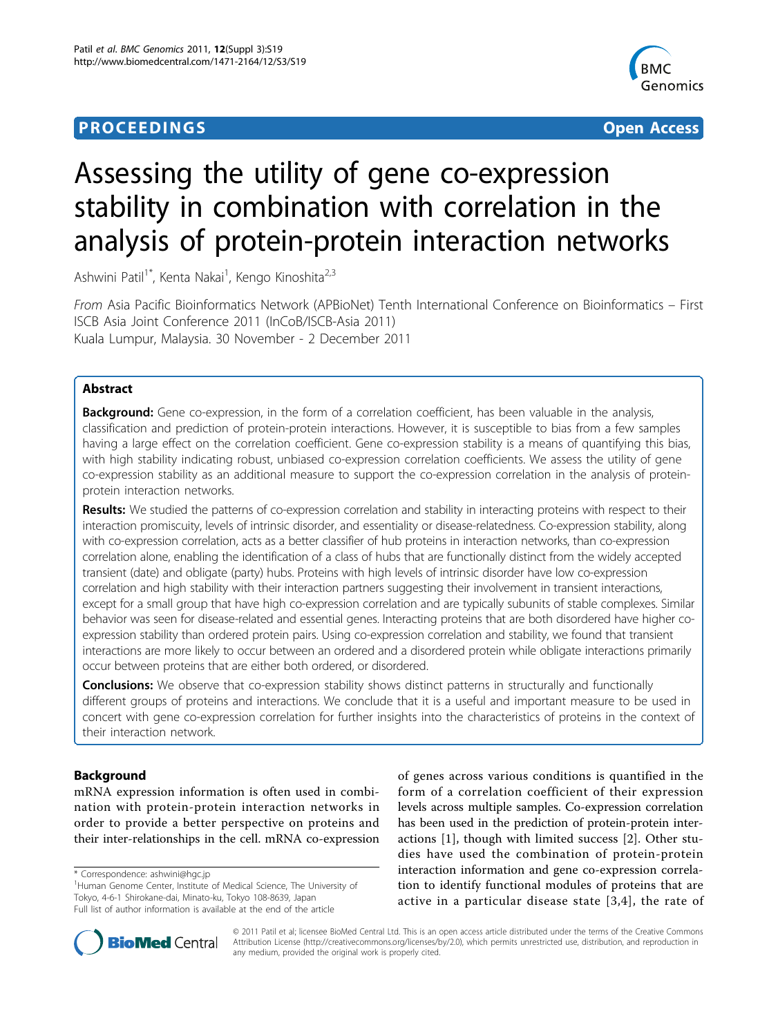PROCEEDINGS Open Access

# Assessing the utility of gene co-expression stability in combination with correlation in the analysis of protein-protein interaction networks

Ashwini Patil[1*], Kenta Nakai[1], Kengo Kinoshita[2,3]

*From* Asia Pacific Bioinformatics Network (APBioNet) Tenth International Conference on Bioinformatics – First ISCB Asia Joint Conference 2011 (InCoB/ISCB-Asia 2011)
Kuala Lumpur, Malaysia. 30 November - 2 December 2011

## Abstract

**Background:** Gene co-expression, in the form of a correlation coefficient, has been valuable in the analysis, classification and prediction of protein-protein interactions. However, it is susceptible to bias from a few samples having a large effect on the correlation coefficient. Gene co-expression stability is a means of quantifying this bias, with high stability indicating robust, unbiased co-expression correlation coefficients. We assess the utility of gene co-expression stability as an additional measure to support the co-expression correlation in the analysis of protein-protein interaction networks.

**Results:** We studied the patterns of co-expression correlation and stability in interacting proteins with respect to their interaction promiscuity, levels of intrinsic disorder, and essentiality or disease-relatedness. Co-expression stability, along with co-expression correlation, acts as a better classifier of hub proteins in interaction networks, than co-expression correlation alone, enabling the identification of a class of hubs that are functionally distinct from the widely accepted transient (date) and obligate (party) hubs. Proteins with high levels of intrinsic disorder have low co-expression correlation and high stability with their interaction partners suggesting their involvement in transient interactions, except for a small group that have high co-expression correlation and are typically subunits of stable complexes. Similar behavior was seen for disease-related and essential genes. Interacting proteins that are both disordered have higher co-expression stability than ordered protein pairs. Using co-expression correlation and stability, we found that transient interactions are more likely to occur between an ordered and a disordered protein while obligate interactions primarily occur between proteins that are either both ordered, or disordered.

**Conclusions:** We observe that co-expression stability shows distinct patterns in structurally and functionally different groups of proteins and interactions. We conclude that it is a useful and important measure to be used in concert with gene co-expression correlation for further insights into the characteristics of proteins in the context of their interaction network.

## Background

mRNA expression information is often used in combination with protein-protein interaction networks in order to provide a better perspective on proteins and their inter-relationships in the cell. mRNA co-expression of genes across various conditions is quantified in the form of a correlation coefficient of their expression levels across multiple samples. Co-expression correlation has been used in the prediction of protein-protein interactions [1], though with limited success [2]. Other studies have used the combination of protein-protein interaction information and gene co-expression correlation to identify functional modules of proteins that are active in a particular disease state [3,4], the rate of

* Correspondence: ashwini@hgc.jp
[1]Human Genome Center, Institute of Medical Science, The University of Tokyo, 4-6-1 Shirokane-dai, Minato-ku, Tokyo 108-8639, Japan
Full list of author information is available at the end of the article

© 2011 Patil et al; licensee BioMed Central Ltd. This is an open access article distributed under the terms of the Creative Commons Attribution License (http://creativecommons.org/licenses/by/2.0), which permits unrestricted use, distribution, and reproduction in any medium, provided the original work is properly cited.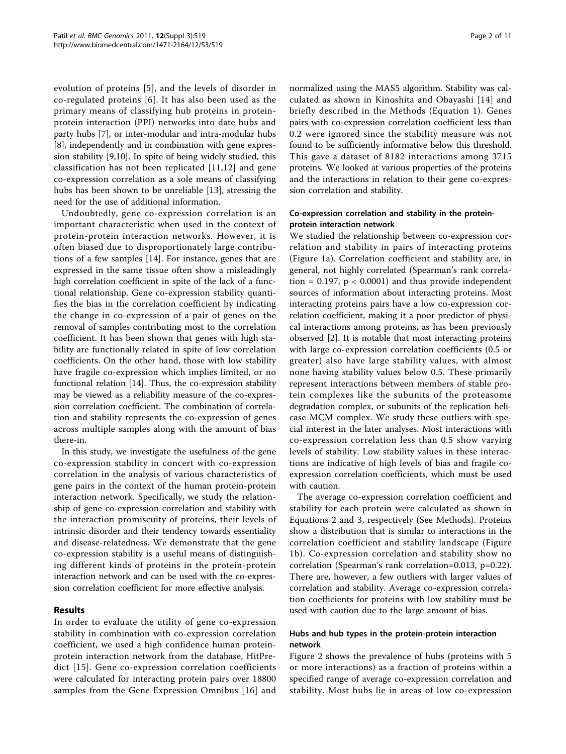evolution of proteins [5], and the levels of disorder in co-regulated proteins [6]. It has also been used as the primary means of classifying hub proteins in protein-protein interaction (PPI) networks into date hubs and party hubs [7], or inter-modular and intra-modular hubs [8], independently and in combination with gene expression stability [9,10]. In spite of being widely studied, this classification has not been replicated [11,12] and gene co-expression correlation as a sole means of classifying hubs has been shown to be unreliable [13], stressing the need for the use of additional information.

Undoubtedly, gene co-expression correlation is an important characteristic when used in the context of protein-protein interaction networks. However, it is often biased due to disproportionately large contributions of a few samples [14]. For instance, genes that are expressed in the same tissue often show a misleadingly high correlation coefficient in spite of the lack of a functional relationship. Gene co-expression stability quantifies the bias in the correlation coefficient by indicating the change in co-expression of a pair of genes on the removal of samples contributing most to the correlation coefficient. It has been shown that genes with high stability are functionally related in spite of low correlation coefficients. On the other hand, those with low stability have fragile co-expression which implies limited, or no functional relation [14]. Thus, the co-expression stability may be viewed as a reliability measure of the co-expression correlation coefficient. The combination of correlation and stability represents the co-expression of genes across multiple samples along with the amount of bias there-in.

In this study, we investigate the usefulness of the gene co-expression stability in concert with co-expression correlation in the analysis of various characteristics of gene pairs in the context of the human protein-protein interaction network. Specifically, we study the relationship of gene co-expression correlation and stability with the interaction promiscuity of proteins, their levels of intrinsic disorder and their tendency towards essentiality and disease-relatedness. We demonstrate that the gene co-expression stability is a useful means of distinguishing different kinds of proteins in the protein-protein interaction network and can be used with the co-expression correlation coefficient for more effective analysis.

## Results

In order to evaluate the utility of gene co-expression stability in combination with co-expression correlation coefficient, we used a high confidence human protein-protein interaction network from the database, HitPredict [15]. Gene co-expression correlation coefficients were calculated for interacting protein pairs over 18800 samples from the Gene Expression Omnibus [16] and normalized using the MAS5 algorithm. Stability was calculated as shown in Kinoshita and Obayashi [14] and briefly described in the Methods (Equation 1). Genes pairs with co-expression correlation coefficient less than 0.2 were ignored since the stability measure was not found to be sufficiently informative below this threshold. This gave a dataset of 8182 interactions among 3715 proteins. We looked at various properties of the proteins and the interactions in relation to their gene co-expression correlation and stability.

### Co-expression correlation and stability in the protein-protein interaction network

We studied the relationship between co-expression correlation and stability in pairs of interacting proteins (Figure 1a). Correlation coefficient and stability are, in general, not highly correlated (Spearman's rank correlation = 0.197, $p < 0.0001$) and thus provide independent sources of information about interacting proteins. Most interacting proteins pairs have a low co-expression correlation coefficient, making it a poor predictor of physical interactions among proteins, as has been previously observed [2]. It is notable that most interacting proteins with large co-expression correlation coefficients (0.5 or greater) also have large stability values, with almost none having stability values below 0.5. These primarily represent interactions between members of stable protein complexes like the subunits of the proteasome degradation complex, or subunits of the replication helicase MCM complex. We study these outliers with special interest in the later analyses. Most interactions with co-expression correlation less than 0.5 show varying levels of stability. Low stability values in these interactions are indicative of high levels of bias and fragile co-expression correlation coefficients, which must be used with caution.

The average co-expression correlation coefficient and stability for each protein were calculated as shown in Equations 2 and 3, respectively (See Methods). Proteins show a distribution that is similar to interactions in the correlation coefficient and stability landscape (Figure 1b). Co-expression correlation and stability show no correlation (Spearman's rank correlation=0.013, $p$=0.22). There are, however, a few outliers with larger values of correlation and stability. Average co-expression correlation coefficients for proteins with low stability must be used with caution due to the large amount of bias.

### Hubs and hub types in the protein-protein interaction network

Figure 2 shows the prevalence of hubs (proteins with 5 or more interactions) as a fraction of proteins within a specified range of average co-expression correlation and stability. Most hubs lie in areas of low co-expression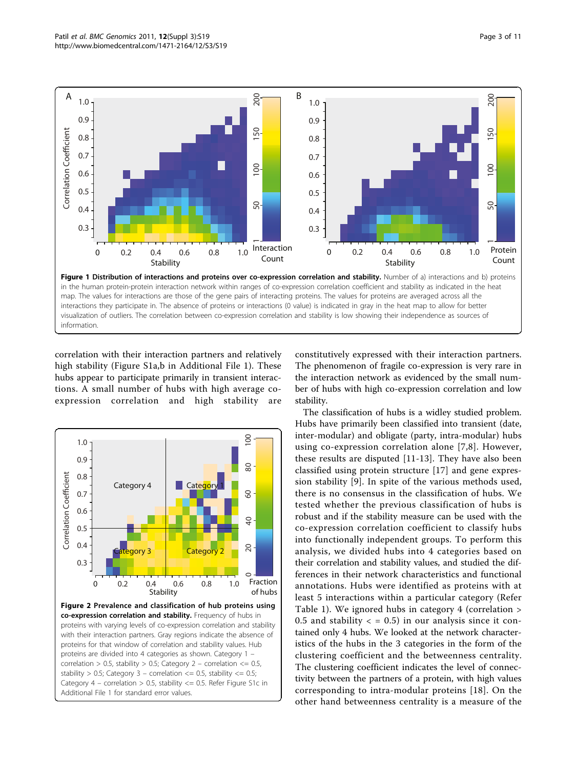**Figure 1 Distribution of interactions and proteins over co-expression correlation and stability.** Number of a) interactions and b) proteins in the human protein-protein interaction network within ranges of co-expression correlation coefficient and stability as indicated in the heat map. The values for interactions are those of the gene pairs of interacting proteins. The values for proteins are averaged across all the interactions they participate in. The absence of proteins or interactions (0 value) is indicated in gray in the heat map to allow for better visualization of outliers. The correlation between co-expression correlation and stability is low showing their independence as sources of information.

correlation with their interaction partners and relatively high stability (Figure S1a,b in Additional File 1). These hubs appear to participate primarily in transient interactions. A small number of hubs with high average co-expression correlation and high stability are constitutively expressed with their interaction partners. The phenomenon of fragile co-expression is very rare in the interaction network as evidenced by the small number of hubs with high co-expression correlation and low stability.

**Figure 2 Prevalence and classification of hub proteins using co-expression correlation and stability.** Frequency of hubs in proteins with varying levels of co-expression correlation and stability with their interaction partners. Gray regions indicate the absence of proteins for that window of correlation and stability values. Hub proteins are divided into 4 categories as shown. Category 1 – correlation > 0.5, stability > 0.5; Category 2 – correlation <= 0.5, stability > 0.5; Category 3 – correlation <= 0.5, stability <= 0.5; Category 4 – correlation > 0.5, stability <= 0.5. Refer Figure S1c in Additional File 1 for standard error values.

The classification of hubs is a widley studied problem. Hubs have primarily been classified into transient (date, inter-modular) and obligate (party, intra-modular) hubs using co-expression correlation alone [7,8]. However, these results are disputed [11-13]. They have also been classified using protein structure [17] and gene expression stability [9]. In spite of the various methods used, there is no consensus in the classification of hubs. We tested whether the previous classification of hubs is robust and if the stability measure can be used with the co-expression correlation coefficient to classify hubs into functionally independent groups. To perform this analysis, we divided hubs into 4 categories based on their correlation and stability values, and studied the differences in their network characteristics and functional annotations. Hubs were identified as proteins with at least 5 interactions within a particular category (Refer Table 1). We ignored hubs in category 4 (correlation > 0.5 and stability < = 0.5) in our analysis since it contained only 4 hubs. We looked at the network characteristics of the hubs in the 3 categories in the form of the clustering coefficient and the betweenness centrality. The clustering coefficient indicates the level of connectivity between the partners of a protein, with high values corresponding to intra-modular proteins [18]. On the other hand betweenness centrality is a measure of the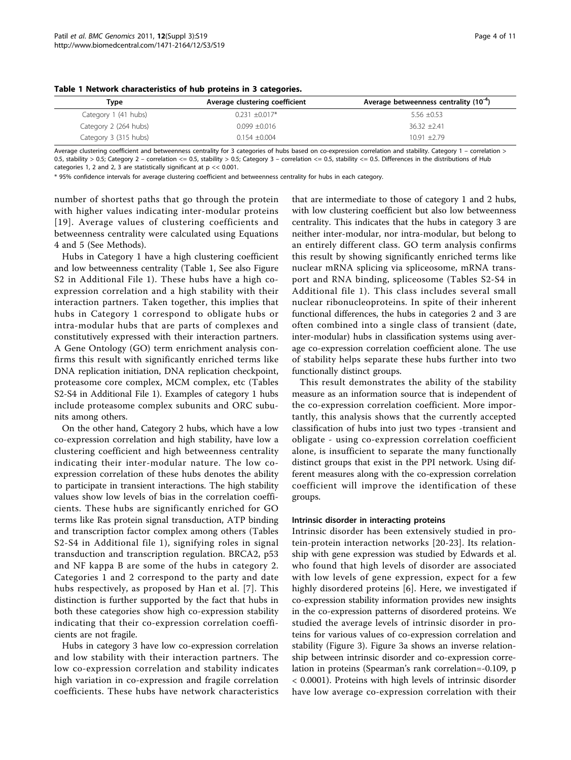**Table 1 Network characteristics of hub proteins in 3 categories.**

| Type | Average clustering coefficient | Average betweenness centrality ($10^{-4}$) |
|---|---|---|
| Category 1 (41 hubs) | 0.231 ±0.017* | 5.56 ±0.53 |
| Category 2 (264 hubs) | 0.099 ±0.016 | 36.32 ±2.41 |
| Category 3 (315 hubs) | 0.154 ±0.004 | 10.91 ±2.79 |

Average clustering coefficient and betweenness centrality for 3 categories of hubs based on co-expression correlation and stability. Category 1 – correlation > 0.5, stability > 0.5; Category 2 – correlation <= 0.5, stability > 0.5; Category 3 – correlation <= 0.5, stability <= 0.5. Differences in the distributions of Hub categories 1, 2 and 2, 3 are statistically significant at p << 0.001.

* 95% confidence intervals for average clustering coefficient and betweenness centrality for hubs in each category.

number of shortest paths that go through the protein with higher values indicating inter-modular proteins [19]. Average values of clustering coefficients and betweenness centrality were calculated using Equations 4 and 5 (See Methods).

Hubs in Category 1 have a high clustering coefficient and low betweenness centrality (Table 1, See also Figure S2 in Additional File 1). These hubs have a high co-expression correlation and a high stability with their interaction partners. Taken together, this implies that hubs in Category 1 correspond to obligate hubs or intra-modular hubs that are parts of complexes and constitutively expressed with their interaction partners. A Gene Ontology (GO) term enrichment analysis confirms this result with significantly enriched terms like DNA replication initiation, DNA replication checkpoint, proteasome core complex, MCM complex, etc (Tables S2-S4 in Additional File 1). Examples of category 1 hubs include proteasome complex subunits and ORC subunits among others.

On the other hand, Category 2 hubs, which have a low co-expression correlation and high stability, have low a clustering coefficient and high betweenness centrality indicating their inter-modular nature. The low co-expression correlation of these hubs denotes the ability to participate in transient interactions. The high stability values show low levels of bias in the correlation coefficients. These hubs are significantly enriched for GO terms like Ras protein signal transduction, ATP binding and transcription factor complex among others (Tables S2-S4 in Additional file 1), signifying roles in signal transduction and transcription regulation. BRCA2, p53 and NF kappa B are some of the hubs in category 2. Categories 1 and 2 correspond to the party and date hubs respectively, as proposed by Han et al. [7]. This distinction is further supported by the fact that hubs in both these categories show high co-expression stability indicating that their co-expression correlation coefficients are not fragile.

Hubs in category 3 have low co-expression correlation and low stability with their interaction partners. The low co-expression correlation and stability indicates high variation in co-expression and fragile correlation coefficients. These hubs have network characteristics that are intermediate to those of category 1 and 2 hubs, with low clustering coefficient but also low betweenness centrality. This indicates that the hubs in category 3 are neither inter-modular, nor intra-modular, but belong to an entirely different class. GO term analysis confirms this result by showing significantly enriched terms like nuclear mRNA splicing via spliceosome, mRNA transport and RNA binding, spliceosome (Tables S2-S4 in Additional file 1). This class includes several small nuclear ribonucleoproteins. In spite of their inherent functional differences, the hubs in categories 2 and 3 are often combined into a single class of transient (date, inter-modular) hubs in classification systems using average co-expression correlation coefficient alone. The use of stability helps separate these hubs further into two functionally distinct groups.

This result demonstrates the ability of the stability measure as an information source that is independent of the co-expression correlation coefficient. More importantly, this analysis shows that the currently accepted classification of hubs into just two types -transient and obligate - using co-expression correlation coefficient alone, is insufficient to separate the many functionally distinct groups that exist in the PPI network. Using different measures along with the co-expression correlation coefficient will improve the identification of these groups.

#### Intrinsic disorder in interacting proteins

Intrinsic disorder has been extensively studied in protein-protein interaction networks [20-23]. Its relationship with gene expression was studied by Edwards et al. who found that high levels of disorder are associated with low levels of gene expression, expect for a few highly disordered proteins [6]. Here, we investigated if co-expression stability information provides new insights in the co-expression patterns of disordered proteins. We studied the average levels of intrinsic disorder in proteins for various values of co-expression correlation and stability (Figure 3). Figure 3a shows an inverse relationship between intrinsic disorder and co-expression correlation in proteins (Spearman's rank correlation=-0.109, $p < 0.0001$). Proteins with high levels of intrinsic disorder have low average co-expression correlation with their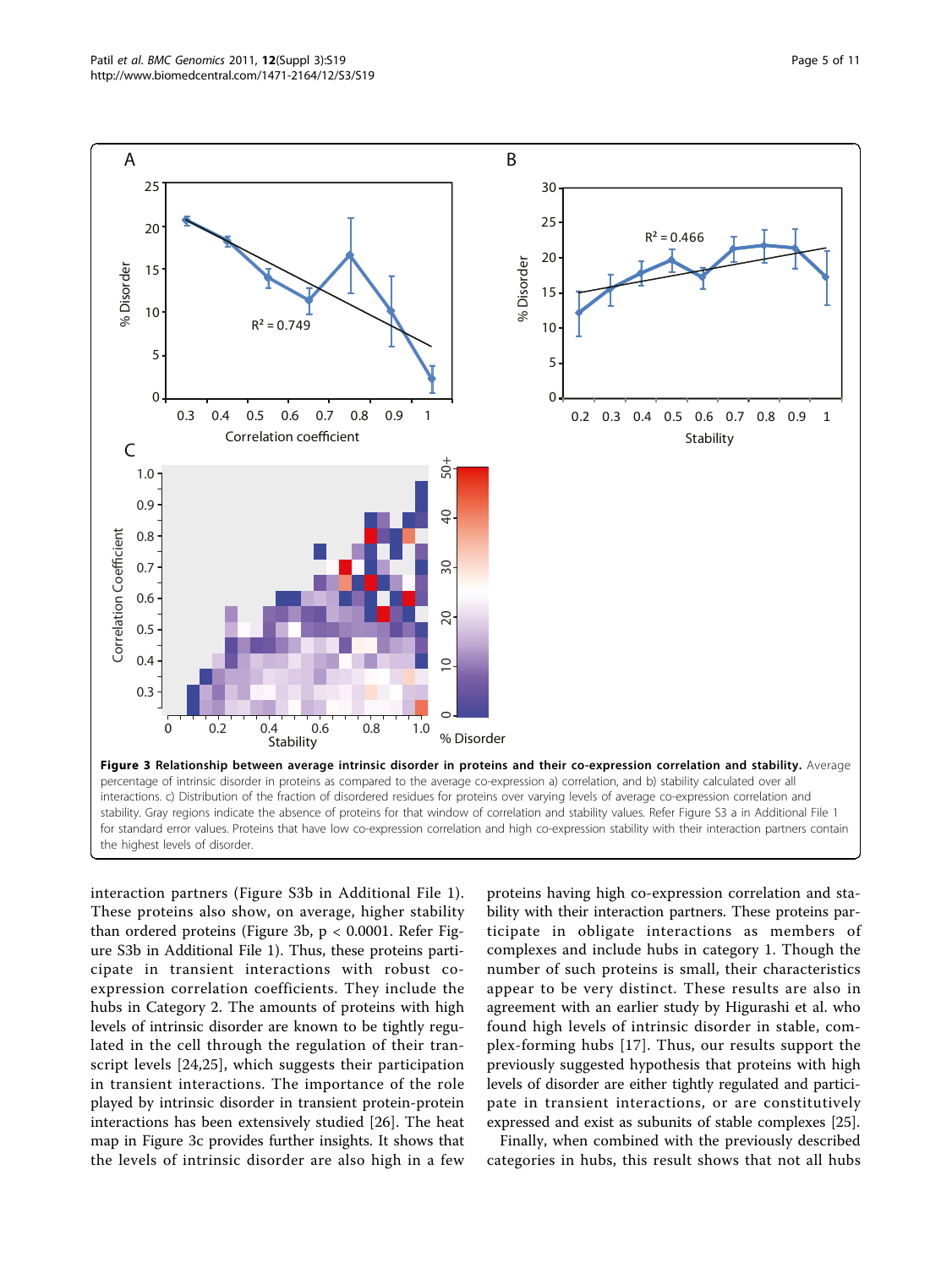**Figure 3 Relationship between average intrinsic disorder in proteins and their co-expression correlation and stability.** Average percentage of intrinsic disorder in proteins as compared to the average co-expression a) correlation, and b) stability calculated over all interactions. c) Distribution of the fraction of disordered residues for proteins over varying levels of average co-expression correlation and stability. Gray regions indicate the absence of proteins for that window of correlation and stability values. Refer Figure S3 a in Additional File 1 for standard error values. Proteins that have low co-expression correlation and high co-expression stability with their interaction partners contain the highest levels of disorder.

interaction partners (Figure S3b in Additional File 1). These proteins also show, on average, higher stability than ordered proteins (Figure 3b, $p < 0.0001$. Refer Figure S3b in Additional File 1). Thus, these proteins participate in transient interactions with robust co-expression correlation coefficients. They include the hubs in Category 2. The amounts of proteins with high levels of intrinsic disorder are known to be tightly regulated in the cell through the regulation of their transcript levels [24,25], which suggests their participation in transient interactions. The importance of the role played by intrinsic disorder in transient protein-protein interactions has been extensively studied [26]. The heat map in Figure 3c provides further insights. It shows that the levels of intrinsic disorder are also high in a few proteins having high co-expression correlation and stability with their interaction partners. These proteins participate in obligate interactions as members of complexes and include hubs in category 1. Though the number of such proteins is small, their characteristics appear to be very distinct. These results are also in agreement with an earlier study by Higurashi et al. who found high levels of intrinsic disorder in stable, complex-forming hubs [17]. Thus, our results support the previously suggested hypothesis that proteins with high levels of disorder are either tightly regulated and participate in transient interactions, or are constitutively expressed and exist as subunits of stable complexes [25].

Finally, when combined with the previously described categories in hubs, this result shows that not all hubs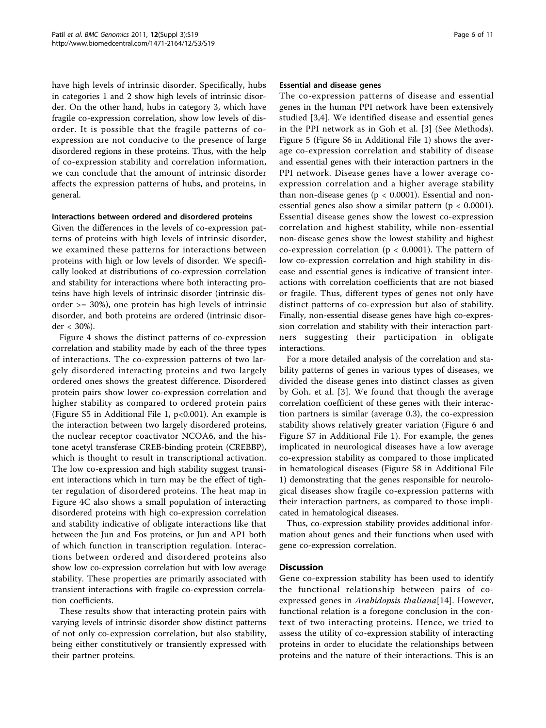have high levels of intrinsic disorder. Specifically, hubs in categories 1 and 2 show high levels of intrinsic disorder. On the other hand, hubs in category 3, which have fragile co-expression correlation, show low levels of disorder. It is possible that the fragile patterns of co-expression are not conducive to the presence of large disordered regions in these proteins. Thus, with the help of co-expression stability and correlation information, we can conclude that the amount of intrinsic disorder affects the expression patterns of hubs, and proteins, in general.

#### Interactions between ordered and disordered proteins

Given the differences in the levels of co-expression patterns of proteins with high levels of intrinsic disorder, we examined these patterns for interactions between proteins with high or low levels of disorder. We specifically looked at distributions of co-expression correlation and stability for interactions where both interacting proteins have high levels of intrinsic disorder (intrinsic disorder >= 30%), one protein has high levels of intrinsic disorder, and both proteins are ordered (intrinsic disorder < 30%).

Figure 4 shows the distinct patterns of co-expression correlation and stability made by each of the three types of interactions. The co-expression patterns of two largely disordered interacting proteins and two largely ordered ones shows the greatest difference. Disordered protein pairs show lower co-expression correlation and higher stability as compared to ordered protein pairs (Figure S5 in Additional File 1, $p<0.001$). An example is the interaction between two largely disordered proteins, the nuclear receptor coactivator NCOA6, and the histone acetyl transferase CREB-binding protein (CREBBP), which is thought to result in transcriptional activation. The low co-expression and high stability suggest transient interactions which in turn may be the effect of tighter regulation of disordered proteins. The heat map in Figure 4C also shows a small population of interacting disordered proteins with high co-expression correlation and stability indicative of obligate interactions like that between the Jun and Fos proteins, or Jun and AP1 both of which function in transcription regulation. Interactions between ordered and disordered proteins also show low co-expression correlation but with low average stability. These properties are primarily associated with transient interactions with fragile co-expression correlation coefficients.

These results show that interacting protein pairs with varying levels of intrinsic disorder show distinct patterns of not only co-expression correlation, but also stability, being either constitutively or transiently expressed with their partner proteins.

#### Essential and disease genes

The co-expression patterns of disease and essential genes in the human PPI network have been extensively studied [3,4]. We identified disease and essential genes in the PPI network as in Goh et al. [3] (See Methods). Figure 5 (Figure S6 in Additional File 1) shows the average co-expression correlation and stability of disease and essential genes with their interaction partners in the PPI network. Disease genes have a lower average co-expression correlation and a higher average stability than non-disease genes ($p < 0.0001$). Essential and non-essential genes also show a similar pattern ($p < 0.0001$). Essential disease genes show the lowest co-expression correlation and highest stability, while non-essential non-disease genes show the lowest stability and highest co-expression correlation ($p < 0.0001$). The pattern of low co-expression correlation and high stability in disease and essential genes is indicative of transient interactions with correlation coefficients that are not biased or fragile. Thus, different types of genes not only have distinct patterns of co-expression but also of stability. Finally, non-essential disease genes have high co-expression correlation and stability with their interaction partners suggesting their participation in obligate interactions.

For a more detailed analysis of the correlation and stability patterns of genes in various types of diseases, we divided the disease genes into distinct classes as given by Goh. et al. [3]. We found that though the average correlation coefficient of these genes with their interaction partners is similar (average 0.3), the co-expression stability shows relatively greater variation (Figure 6 and Figure S7 in Additional File 1). For example, the genes implicated in neurological diseases have a low average co-expression stability as compared to those implicated in hematological diseases (Figure S8 in Additional File 1) demonstrating that the genes responsible for neurological diseases show fragile co-expression patterns with their interaction partners, as compared to those implicated in hematological diseases.

Thus, co-expression stability provides additional information about genes and their functions when used with gene co-expression correlation.

## Discussion

Gene co-expression stability has been used to identify the functional relationship between pairs of co-expressed genes in *Arabidopsis thaliana*[14]. However, functional relation is a foregone conclusion in the context of two interacting proteins. Hence, we tried to assess the utility of co-expression stability of interacting proteins in order to elucidate the relationships between proteins and the nature of their interactions. This is an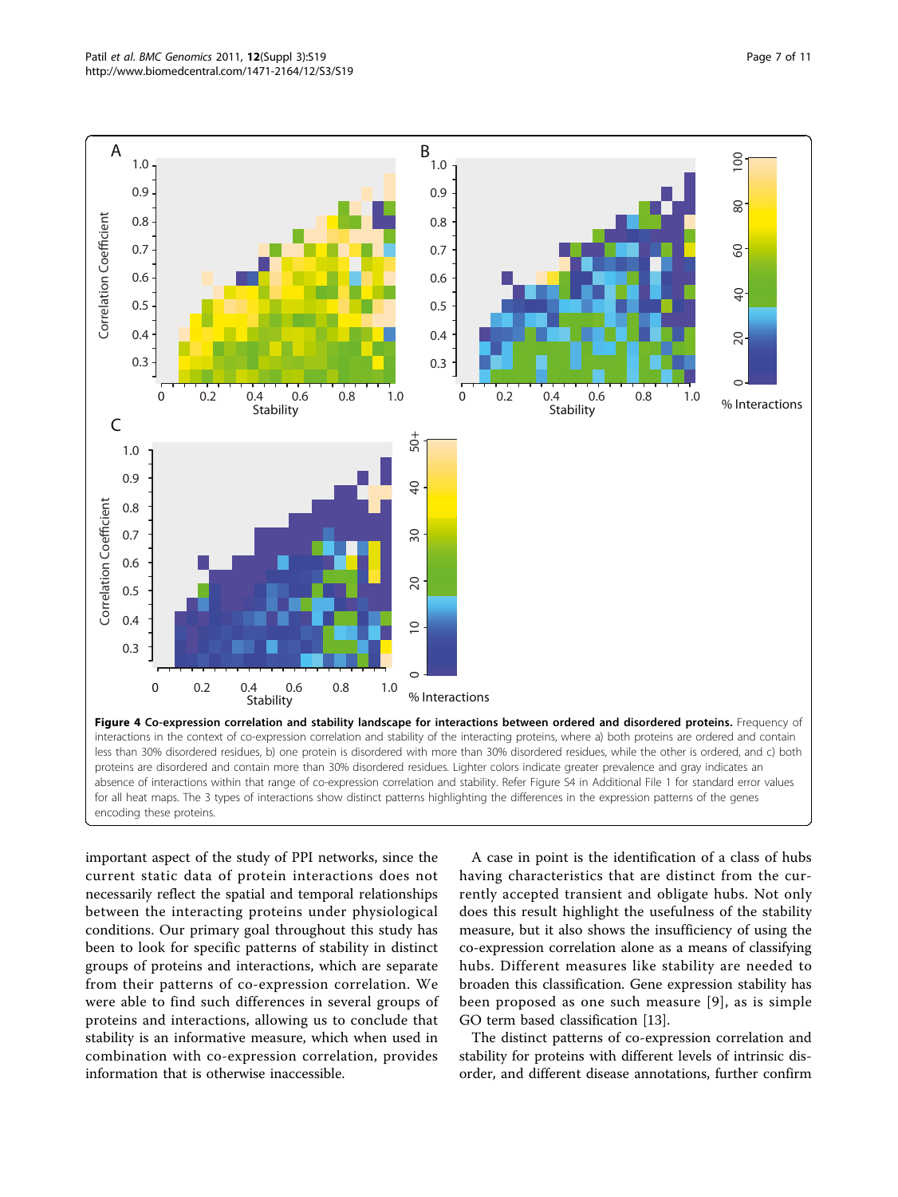**Figure 4 Co-expression correlation and stability landscape for interactions between ordered and disordered proteins.** Frequency of interactions in the context of co-expression correlation and stability of the interacting proteins, where a) both proteins are ordered and contain less than 30% disordered residues, b) one protein is disordered with more than 30% disordered residues, while the other is ordered, and c) both proteins are disordered and contain more than 30% disordered residues. Lighter colors indicate greater prevalence and gray indicates an absence of interactions within that range of co-expression correlation and stability. Refer Figure S4 in Additional File 1 for standard error values for all heat maps. The 3 types of interactions show distinct patterns highlighting the differences in the expression patterns of the genes encoding these proteins.

important aspect of the study of PPI networks, since the current static data of protein interactions does not necessarily reflect the spatial and temporal relationships between the interacting proteins under physiological conditions. Our primary goal throughout this study has been to look for specific patterns of stability in distinct groups of proteins and interactions, which are separate from their patterns of co-expression correlation. We were able to find such differences in several groups of proteins and interactions, allowing us to conclude that stability is an informative measure, which when used in combination with co-expression correlation, provides information that is otherwise inaccessible.

A case in point is the identification of a class of hubs having characteristics that are distinct from the currently accepted transient and obligate hubs. Not only does this result highlight the usefulness of the stability measure, but it also shows the insufficiency of using the co-expression correlation alone as a means of classifying hubs. Different measures like stability are needed to broaden this classification. Gene expression stability has been proposed as one such measure [9], as is simple GO term based classification [13].

The distinct patterns of co-expression correlation and stability for proteins with different levels of intrinsic disorder, and different disease annotations, further confirm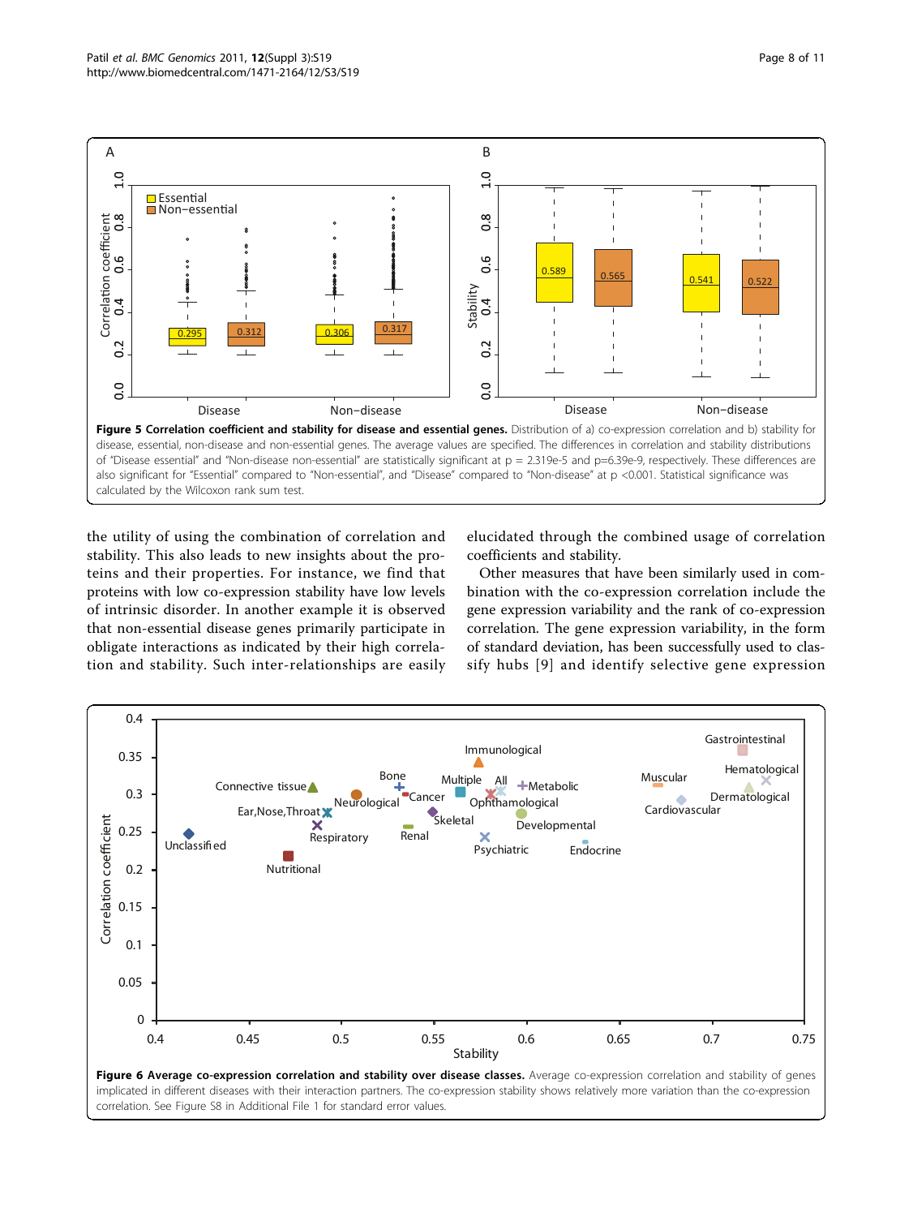**Figure 5 Correlation coefficient and stability for disease and essential genes.** Distribution of a) co-expression correlation and b) stability for disease, essential, non-disease and non-essential genes. The average values are specified. The differences in correlation and stability distributions of "Disease essential" and "Non-disease non-essential" are statistically significant at p = 2.319e-5 and p=6.39e-9, respectively. These differences are also significant for "Essential" compared to "Non-essential", and "Disease" compared to "Non-disease" at p <0.001. Statistical significance was calculated by the Wilcoxon rank sum test.

the utility of using the combination of correlation and stability. This also leads to new insights about the proteins and their properties. For instance, we find that proteins with low co-expression stability have low levels of intrinsic disorder. In another example it is observed that non-essential disease genes primarily participate in obligate interactions as indicated by their high correlation and stability. Such inter-relationships are easily elucidated through the combined usage of correlation coefficients and stability.

Other measures that have been similarly used in combination with the co-expression correlation include the gene expression variability and the rank of co-expression correlation. The gene expression variability, in the form of standard deviation, has been successfully used to classify hubs [9] and identify selective gene expression

**Figure 6 Average co-expression correlation and stability over disease classes.** Average co-expression correlation and stability of genes implicated in different diseases with their interaction partners. The co-expression stability shows relatively more variation than the co-expression correlation. See Figure S8 in Additional File 1 for standard error values.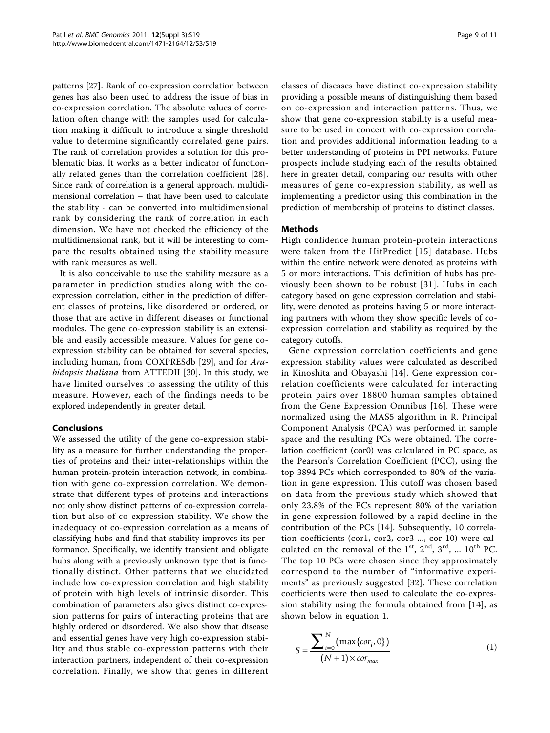patterns [27]. Rank of co-expression correlation between genes has also been used to address the issue of bias in co-expression correlation. The absolute values of correlation often change with the samples used for calculation making it difficult to introduce a single threshold value to determine significantly correlated gene pairs. The rank of correlation provides a solution for this problematic bias. It works as a better indicator of functionally related genes than the correlation coefficient [28]. Since rank of correlation is a general approach, multidimensional correlation – that have been used to calculate the stability - can be converted into multidimensional rank by considering the rank of correlation in each dimension. We have not checked the efficiency of the multidimensional rank, but it will be interesting to compare the results obtained using the stability measure with rank measures as well.

It is also conceivable to use the stability measure as a parameter in prediction studies along with the co-expression correlation, either in the prediction of different classes of proteins, like disordered or ordered, or those that are active in different diseases or functional modules. The gene co-expression stability is an extensible and easily accessible measure. Values for gene co-expression stability can be obtained for several species, including human, from COXPRESdb [29], and for *Arabidopsis thaliana* from ATTEDII [30]. In this study, we have limited ourselves to assessing the utility of this measure. However, each of the findings needs to be explored independently in greater detail.

## Conclusions

We assessed the utility of the gene co-expression stability as a measure for further understanding the properties of proteins and their inter-relationships within the human protein-protein interaction network, in combination with gene co-expression correlation. We demonstrate that different types of proteins and interactions not only show distinct patterns of co-expression correlation but also of co-expression stability. We show the inadequacy of co-expression correlation as a means of classifying hubs and find that stability improves its performance. Specifically, we identify transient and obligate hubs along with a previously unknown type that is functionally distinct. Other patterns that we elucidated include low co-expression correlation and high stability of protein with high levels of intrinsic disorder. This combination of parameters also gives distinct co-expression patterns for pairs of interacting proteins that are highly ordered or disordered. We also show that disease and essential genes have very high co-expression stability and thus stable co-expression patterns with their interaction partners, independent of their co-expression correlation. Finally, we show that genes in different classes of diseases have distinct co-expression stability providing a possible means of distinguishing them based on co-expression and interaction patterns. Thus, we show that gene co-expression stability is a useful measure to be used in concert with co-expression correlation and provides additional information leading to a better understanding of proteins in PPI networks. Future prospects include studying each of the results obtained here in greater detail, comparing our results with other measures of gene co-expression stability, as well as implementing a predictor using this combination in the prediction of membership of proteins to distinct classes.

## Methods

High confidence human protein-protein interactions were taken from the HitPredict [15] database. Hubs within the entire network were denoted as proteins with 5 or more interactions. This definition of hubs has previously been shown to be robust [31]. Hubs in each category based on gene expression correlation and stability, were denoted as proteins having 5 or more interacting partners with whom they show specific levels of co-expression correlation and stability as required by the category cutoffs.

Gene expression correlation coefficients and gene expression stability values were calculated as described in Kinoshita and Obayashi [14]. Gene expression correlation coefficients were calculated for interacting protein pairs over 18800 human samples obtained from the Gene Expression Omnibus [16]. These were normalized using the MAS5 algorithm in R. Principal Component Analysis (PCA) was performed in sample space and the resulting PCs were obtained. The correlation coefficient (cor0) was calculated in PC space, as the Pearson's Correlation Coefficient (PCC), using the top 3894 PCs which corresponded to 80% of the variation in gene expression. This cutoff was chosen based on data from the previous study which showed that only 23.8% of the PCs represent 80% of the variation in gene expression followed by a rapid decline in the contribution of the PCs [14]. Subsequently, 10 correlation coefficients (cor1, cor2, cor3 ..., cor 10) were calculated on the removal of the 1st, 2nd, 3rd, ... 10th PC. The top 10 PCs were chosen since they approximately correspond to the number of "informative experiments" as previously suggested [32]. These correlation coefficients were then used to calculate the co-expression stability using the formula obtained from [14], as shown below in equation 1.

$$S = \frac{\sum_{i=0}^{N} (\max\{cor_i, 0\})}{(N+1) \times cor_{max}} \qquad (1)$$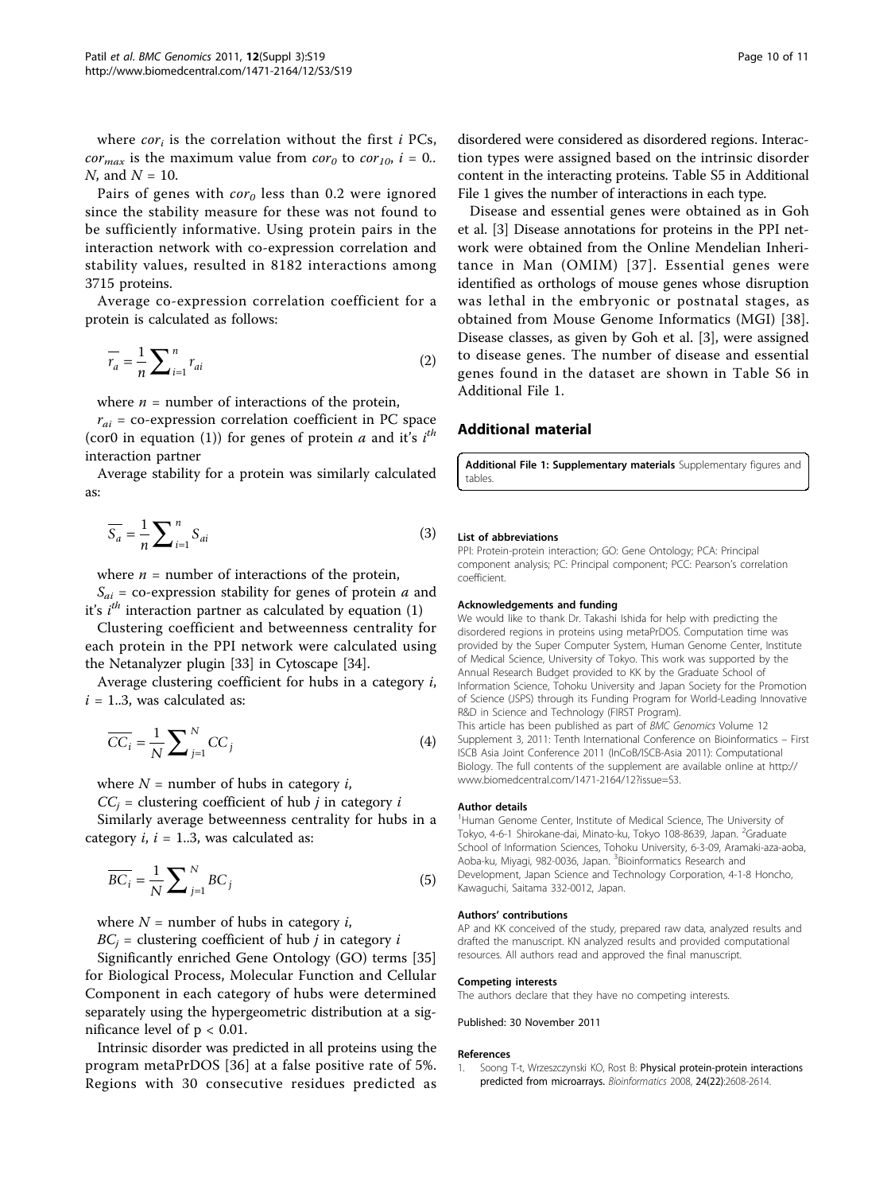where $cor_i$ is the correlation without the first $i$ PCs, $cor_{max}$ is the maximum value from $cor_0$ to $cor_{10}$, $i = 0..N$, and $N = 10$.

Pairs of genes with $cor_0$ less than 0.2 were ignored since the stability measure for these was not found to be sufficiently informative. Using protein pairs in the interaction network with co-expression correlation and stability values, resulted in 8182 interactions among 3715 proteins.

Average co-expression correlation coefficient for a protein is calculated as follows:

$$\overline{r_a} = \frac{1}{n}\sum_{i=1}^{n} r_{ai} \tag{2}$$

where $n$ = number of interactions of the protein,

$r_{ai}$ = co-expression correlation coefficient in PC space (cor0 in equation (1)) for genes of protein $a$ and it's $i^{th}$ interaction partner

Average stability for a protein was similarly calculated as:

$$\overline{S_a} = \frac{1}{n}\sum_{i=1}^{n} S_{ai} \tag{3}$$

where $n$ = number of interactions of the protein,

$S_{ai}$ = co-expression stability for genes of protein $a$ and it's $i^{th}$ interaction partner as calculated by equation (1)

Clustering coefficient and betweenness centrality for each protein in the PPI network were calculated using the Netanalyzer plugin [33] in Cytoscape [34].

Average clustering coefficient for hubs in a category $i$, $i = 1..3$, was calculated as:

$$\overline{CC_i} = \frac{1}{N}\sum_{j=1}^{N} CC_j \tag{4}$$

where $N$ = number of hubs in category $i$,

$CC_j$ = clustering coefficient of hub $j$ in category $i$

Similarly average betweenness centrality for hubs in a category $i$, $i = 1..3$, was calculated as:

$$\overline{BC_i} = \frac{1}{N}\sum_{j=1}^{N} BC_j \tag{5}$$

where $N$ = number of hubs in category $i$,

$BC_j$ = clustering coefficient of hub $j$ in category $i$

Significantly enriched Gene Ontology (GO) terms [35] for Biological Process, Molecular Function and Cellular Component in each category of hubs were determined separately using the hypergeometric distribution at a significance level of $p < 0.01$.

Intrinsic disorder was predicted in all proteins using the program metaPrDOS [36] at a false positive rate of 5%. Regions with 30 consecutive residues predicted as disordered were considered as disordered regions. Interaction types were assigned based on the intrinsic disorder content in the interacting proteins. Table S5 in Additional File 1 gives the number of interactions in each type.

Disease and essential genes were obtained as in Goh et al. [3] Disease annotations for proteins in the PPI network were obtained from the Online Mendelian Inheritance in Man (OMIM) [37]. Essential genes were identified as orthologs of mouse genes whose disruption was lethal in the embryonic or postnatal stages, as obtained from Mouse Genome Informatics (MGI) [38]. Disease classes, as given by Goh et al. [3], were assigned to disease genes. The number of disease and essential genes found in the dataset are shown in Table S6 in Additional File 1.

## Additional material

**Additional File 1: Supplementary materials** Supplementary figures and tables.

#### List of abbreviations

PPI: Protein-protein interaction; GO: Gene Ontology; PCA: Principal component analysis; PC: Principal component; PCC: Pearson's correlation coefficient.

#### Acknowledgements and funding

We would like to thank Dr. Takashi Ishida for help with predicting the disordered regions in proteins using metaPrDOS. Computation time was provided by the Super Computer System, Human Genome Center, Institute of Medical Science, University of Tokyo. This work was supported by the Annual Research Budget provided to KK by the Graduate School of Information Science, Tohoku University and Japan Society for the Promotion of Science (JSPS) through its Funding Program for World-Leading Innovative R&D in Science and Technology (FIRST Program).

This article has been published as part of *BMC Genomics* Volume 12 Supplement 3, 2011: Tenth International Conference on Bioinformatics – First ISCB Asia Joint Conference 2011 (InCoB/ISCB-Asia 2011): Computational Biology. The full contents of the supplement are available online at http://www.biomedcentral.com/1471-2164/12?issue=S3.

#### Author details

[1]Human Genome Center, Institute of Medical Science, The University of Tokyo, 4-6-1 Shirokane-dai, Minato-ku, Tokyo 108-8639, Japan. [2]Graduate School of Information Sciences, Tohoku University, 6-3-09, Aramaki-aza-aoba, Aoba-ku, Miyagi, 982-0036, Japan. [3]Bioinformatics Research and Development, Japan Science and Technology Corporation, 4-1-8 Honcho, Kawaguchi, Saitama 332-0012, Japan.

#### Authors' contributions

AP and KK conceived of the study, prepared raw data, analyzed results and drafted the manuscript. KN analyzed results and provided computational resources. All authors read and approved the final manuscript.

#### Competing interests

The authors declare that they have no competing interests.

Published: 30 November 2011

#### References

1. Soong T-t, Wrzeszczynski KO, Rost B: **Physical protein-protein interactions predicted from microarrays.** *Bioinformatics* 2008, **24(22)**:2608-2614.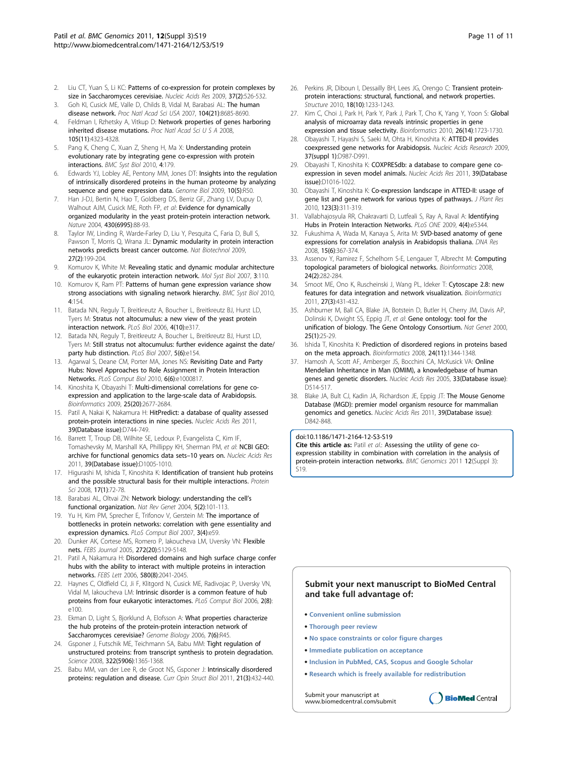2. Liu CT, Yuan S, Li KC: **Patterns of co-expression for protein complexes by size in Saccharomyces cerevisiae.** *Nucleic Acids Res* 2009, **37(2)**:526-532.
3. Goh KI, Cusick ME, Valle D, Childs B, Vidal M, Barabasi AL: **The human disease network.** *Proc Natl Acad Sci USA* 2007, **104(21)**:8685-8690.
4. Feldman I, Rzhetsky A, Vitkup D: **Network properties of genes harboring inherited disease mutations.** *Proc Natl Acad Sci U S A* 2008, **105(11)**:4323-4328.
5. Pang K, Cheng C, Xuan Z, Sheng H, Ma X: **Understanding protein evolutionary rate by integrating gene co-expression with protein interactions.** *BMC Syst Biol* 2010, **4**:179.
6. Edwards YJ, Lobley AE, Pentony MM, Jones DT: **Insights into the regulation of intrinsically disordered proteins in the human proteome by analyzing sequence and gene expression data.** *Genome Biol* 2009, **10(5)**:R50.
7. Han J-DJ, Bertin N, Hao T, Goldberg DS, Berriz GF, Zhang LV, Dupuy D, Walhout AJM, Cusick ME, Roth FP, *et al*: **Evidence for dynamically organized modularity in the yeast protein-protein interaction network.** *Nature* 2004, **430(6995)**:88-93.
8. Taylor IW, Linding R, Warde-Farley D, Liu Y, Pesquita C, Faria D, Bull S, Pawson T, Morris Q, Wrana JL: **Dynamic modularity in protein interaction networks predicts breast cancer outcome.** *Nat Biotechnol* 2009, **27(2)**:199-204.
9. Komurov K, White M: **Revealing static and dynamic modular architecture of the eukaryotic protein interaction network.** *Mol Syst Biol* 2007, **3**:110.
10. Komurov K, Ram PT: **Patterns of human gene expression variance show strong associations with signaling network hierarchy.** *BMC Syst Biol* 2010, **4**:154.
11. Batada NN, Reguly T, Breitkreutz A, Boucher L, Breitkreutz BJ, Hurst LD, Tyers M: **Stratus not altocumulus: a new view of the yeast protein interaction network.** *PLoS Biol* 2006, **4(10)**:e317.
12. Batada NN, Reguly T, Breitkreutz A, Boucher L, Breitkreutz BJ, Hurst LD, Tyers M: **Still stratus not altocumulus: further evidence against the date/party hub distinction.** *PLoS Biol* 2007, **5(6)**:e154.
13. Agarwal S, Deane CM, Porter MA, Jones NS: **Revisiting Date and Party Hubs: Novel Approaches to Role Assignment in Protein Interaction Networks.** *PLoS Comput Biol* 2010, **6(6)**:e1000817.
14. Kinoshita K, Obayashi T: **Multi-dimensional correlations for gene co-expression and application to the large-scale data of Arabidopsis.** *Bioinformatics* 2009, **25(20)**:2677-2684.
15. Patil A, Nakai K, Nakamura H: **HitPredict: a database of quality assessed protein-protein interactions in nine species.** *Nucleic Acids Res* 2011, **39(Database issue)**:D744-749.
16. Barrett T, Troup DB, Wilhite SE, Ledoux P, Evangelista C, Kim IF, Tomashevsky M, Marshall KA, Phillippy KH, Sherman PM, *et al*: **NCBI GEO: archive for functional genomics data sets–10 years on.** *Nucleic Acids Res* 2011, **39(Database issue)**:D1005-1010.
17. Higurashi M, Ishida T, Kinoshita K: **Identification of transient hub proteins and the possible structural basis for their multiple interactions.** *Protein Sci* 2008, **17(1)**:72-78.
18. Barabasi AL, Oltvai ZN: **Network biology: understanding the cell's functional organization.** *Nat Rev Genet* 2004, **5(2)**:101-113.
19. Yu H, Kim PM, Sprecher E, Trifonov V, Gerstein M: **The importance of bottlenecks in protein networks: correlation with gene essentiality and expression dynamics.** *PLoS Comput Biol* 2007, **3(4)**:e59.
20. Dunker AK, Cortese MS, Romero P, Iakoucheva LM, Uversky VN: **Flexible nets.** *FEBS Journal* 2005, **272(20)**:5129-5148.
21. Patil A, Nakamura H: **Disordered domains and high surface charge confer hubs with the ability to interact with multiple proteins in interaction networks.** *FEBS Lett* 2006, **580(8)**:2041-2045.
22. Haynes C, Oldfield CJ, Ji F, Klitgord N, Cusick ME, Radivojac P, Uversky VN, Vidal M, Iakoucheva LM: **Intrinsic disorder is a common feature of hub proteins from four eukaryotic interactomes.** *PLoS Comput Biol* 2006, **2(8)**:e100.
23. Ekman D, Light S, Bjorklund A, Elofsson A: **What properties characterize the hub proteins of the protein-protein interaction network of Saccharomyces cerevisiae?** *Genome Biology* 2006, **7(6)**:R45.
24. Gsponer J, Futschik ME, Teichmann SA, Babu MM: **Tight regulation of unstructured proteins: from transcript synthesis to protein degradation.** *Science* 2008, **322(5906)**:1365-1368.
25. Babu MM, van der Lee R, de Groot NS, Gsponer J: **Intrinsically disordered proteins: regulation and disease.** *Curr Opin Struct Biol* 2011, **21(3)**:432-440.
26. Perkins JR, Diboun I, Dessailly BH, Lees JG, Orengo C: **Transient protein-protein interactions: structural, functional, and network properties.** *Structure* 2010, **18(10)**:1233-1243.
27. Kim C, Choi J, Park H, Park Y, Park J, Park T, Cho K, Yang Y, Yoon S: **Global analysis of microarray data reveals intrinsic properties in gene expression and tissue selectivity.** *Bioinformatics* 2010, **26(14)**:1723-1730.
28. Obayashi T, Hayashi S, Saeki M, Ohta H, Kinoshita K: **ATTED-II provides coexpressed gene networks for Arabidopsis.** *Nucleic Acids Research* 2009, **37(suppl 1)**:D987-D991.
29. Obayashi T, Kinoshita K: **COXPRESdb: a database to compare gene co-expression in seven model animals.** *Nucleic Acids Res* 2011, **39(Database issue)**:D1016-1022.
30. Obayashi T, Kinoshita K: **Co-expression landscape in ATTED-II: usage of gene list and gene network for various types of pathways.** *J Plant Res* 2010, **123(3)**:311-319.
31. Vallabhajosyula RR, Chakravarti D, Lutfeali S, Ray A, Raval A: **Identifying Hubs in Protein Interaction Networks.** *PLoS ONE* 2009, **4(4)**:e5344.
32. Fukushima A, Wada M, Kanaya S, Arita M: **SVD-based anatomy of gene expressions for correlation analysis in Arabidopsis thaliana.** *DNA Res* 2008, **15(6)**:367-374.
33. Assenov Y, Ramirez F, Schelhorn S-E, Lengauer T, Albrecht M: **Computing topological parameters of biological networks.** *Bioinformatics* 2008, **24(2)**:282-284.
34. Smoot ME, Ono K, Ruscheinski J, Wang PL, Ideker T: **Cytoscape 2.8: new features for data integration and network visualization.** *Bioinformatics* 2011, **27(3)**:431-432.
35. Ashburner M, Ball CA, Blake JA, Botstein D, Butler H, Cherry JM, Davis AP, Dolinski K, Dwight SS, Eppig JT, *et al*: **Gene ontology: tool for the unification of biology. The Gene Ontology Consortium.** *Nat Genet* 2000, **25(1)**:25-29.
36. Ishida T, Kinoshita K: **Prediction of disordered regions in proteins based on the meta approach.** *Bioinformatics* 2008, **24(11)**:1344-1348.
37. Hamosh A, Scott AF, Amberger JS, Bocchini CA, McKusick VA: **Online Mendelian Inheritance in Man (OMIM), a knowledgebase of human genes and genetic disorders.** *Nucleic Acids Res* 2005, **33(Database issue)**:D514-517.
38. Blake JA, Bult CJ, Kadin JA, Richardson JE, Eppig JT: **The Mouse Genome Database (MGD): premier model organism resource for mammalian genomics and genetics.** *Nucleic Acids Res* 2011, **39(Database issue)**:D842-848.

doi:10.1186/1471-2164-12-S3-S19

**Cite this article as:** Patil *et al.*: Assessing the utility of gene co-expression stability in combination with correlation in the analysis of protein-protein interaction networks. *BMC Genomics* 2011 **12**(Suppl 3):S19.

**Submit your next manuscript to BioMed Central and take full advantage of:**

- **Convenient online submission**
- **Thorough peer review**
- **No space constraints or color figure charges**
- **Immediate publication on acceptance**
- **Inclusion in PubMed, CAS, Scopus and Google Scholar**
- **Research which is freely available for redistribution**

Submit your manuscript at
www.biomedcentral.com/submit

BioMed Central